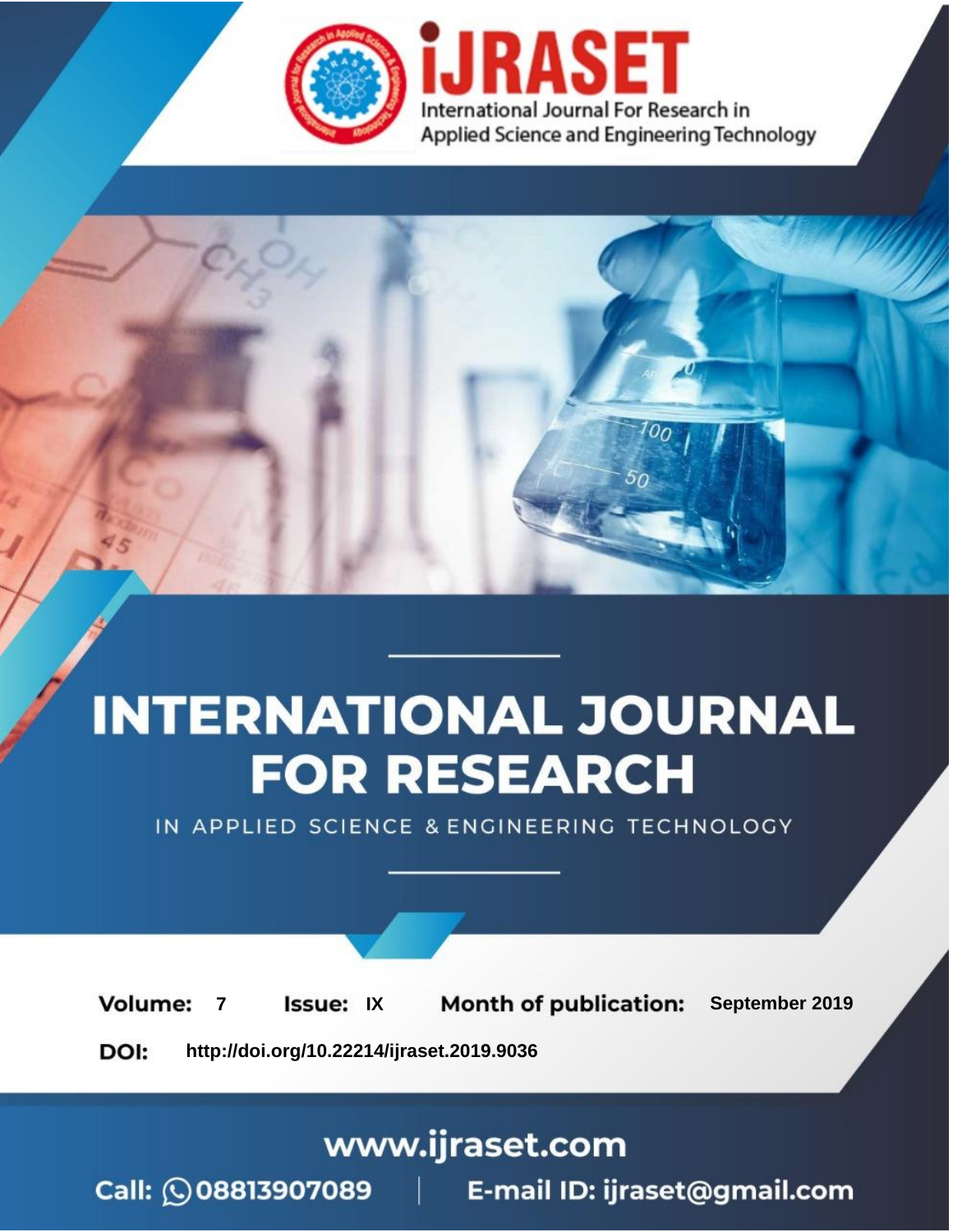iJRASET

International Journal For Research in Applied Science and Engineering Technology

# INTERNATIONAL JOURNAL FOR RESEARCH

IN APPLIED SCIENCE & ENGINEERING TECHNOLOGY

**Volume:** 7 **Issue:** IX **Month of publication:** September 2019

**DOI:** http://doi.org/10.22214/ijraset.2019.9036

www.ijraset.com

Call: 08813907089 | E-mail ID: ijraset@gmail.com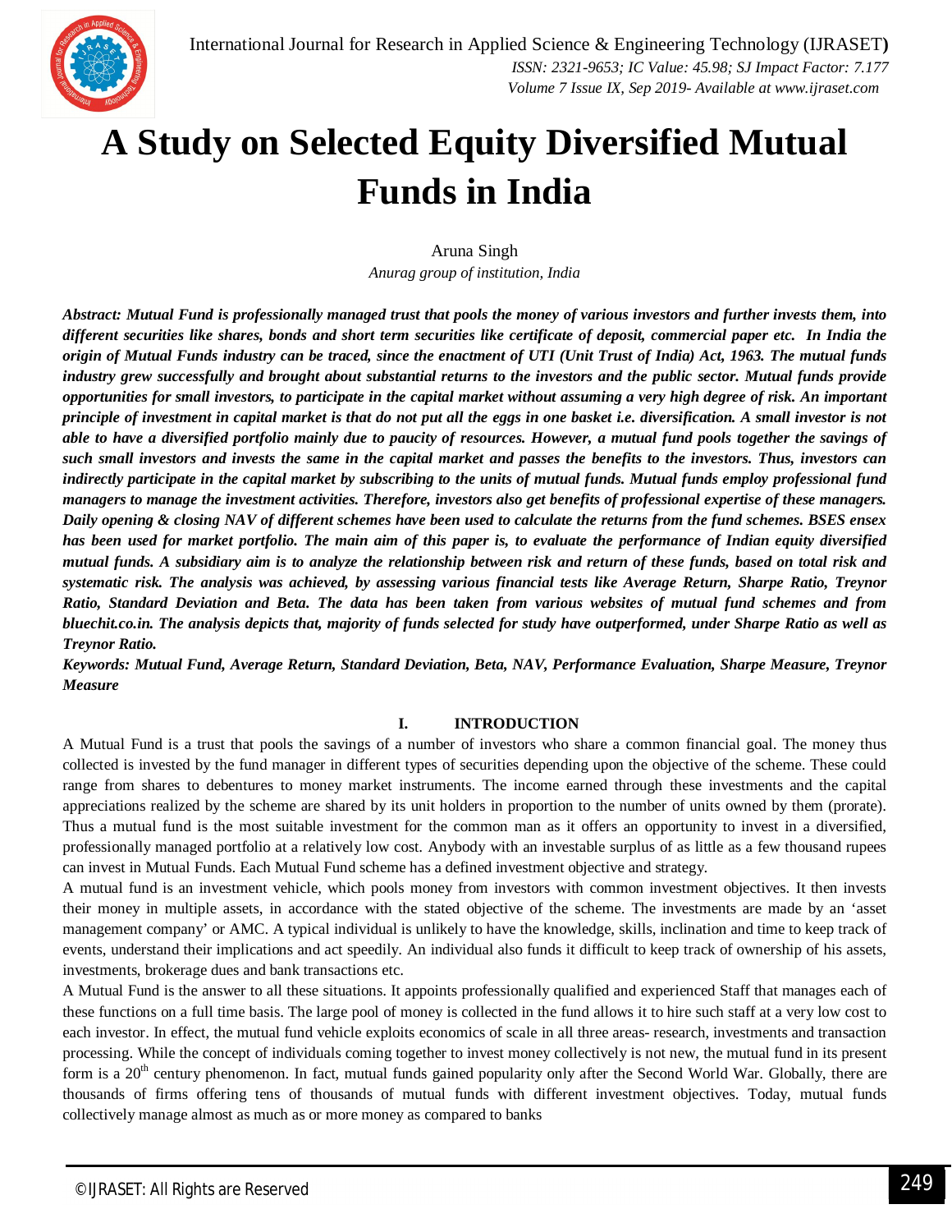# A Study on Selected Equity Diversified Mutual Funds in India

Aruna Singh

*Anurag group of institution, India*

***Abstract:** Mutual Fund is professionally managed trust that pools the money of various investors and further invests them, into different securities like shares, bonds and short term securities like certificate of deposit, commercial paper etc. In India the origin of Mutual Funds industry can be traced, since the enactment of UTI (Unit Trust of India) Act, 1963. The mutual funds industry grew successfully and brought about substantial returns to the investors and the public sector. Mutual funds provide opportunities for small investors, to participate in the capital market without assuming a very high degree of risk. An important principle of investment in capital market is that do not put all the eggs in one basket i.e. diversification. A small investor is not able to have a diversified portfolio mainly due to paucity of resources. However, a mutual fund pools together the savings of such small investors and invests the same in the capital market and passes the benefits to the investors. Thus, investors can indirectly participate in the capital market by subscribing to the units of mutual funds. Mutual funds employ professional fund managers to manage the investment activities. Therefore, investors also get benefits of professional expertise of these managers. Daily opening & closing NAV of different schemes have been used to calculate the returns from the fund schemes. BSES ensex has been used for market portfolio. The main aim of this paper is, to evaluate the performance of Indian equity diversified mutual funds. A subsidiary aim is to analyze the relationship between risk and return of these funds, based on total risk and systematic risk. The analysis was achieved, by assessing various financial tests like Average Return, Sharpe Ratio, Treynor Ratio, Standard Deviation and Beta. The data has been taken from various websites of mutual fund schemes and from bluechit.co.in. The analysis depicts that, majority of funds selected for study have outperformed, under Sharpe Ratio as well as Treynor Ratio.***

***Keywords:** Mutual Fund, Average Return, Standard Deviation, Beta, NAV, Performance Evaluation, Sharpe Measure, Treynor Measure*

## I. INTRODUCTION

A Mutual Fund is a trust that pools the savings of a number of investors who share a common financial goal. The money thus collected is invested by the fund manager in different types of securities depending upon the objective of the scheme. These could range from shares to debentures to money market instruments. The income earned through these investments and the capital appreciations realized by the scheme are shared by its unit holders in proportion to the number of units owned by them (prorate). Thus a mutual fund is the most suitable investment for the common man as it offers an opportunity to invest in a diversified, professionally managed portfolio at a relatively low cost. Anybody with an investable surplus of as little as a few thousand rupees can invest in Mutual Funds. Each Mutual Fund scheme has a defined investment objective and strategy.

A mutual fund is an investment vehicle, which pools money from investors with common investment objectives. It then invests their money in multiple assets, in accordance with the stated objective of the scheme. The investments are made by an 'asset management company' or AMC. A typical individual is unlikely to have the knowledge, skills, inclination and time to keep track of events, understand their implications and act speedily. An individual also funds it difficult to keep track of ownership of his assets, investments, brokerage dues and bank transactions etc.

A Mutual Fund is the answer to all these situations. It appoints professionally qualified and experienced Staff that manages each of these functions on a full time basis. The large pool of money is collected in the fund allows it to hire such staff at a very low cost to each investor. In effect, the mutual fund vehicle exploits economics of scale in all three areas- research, investments and transaction processing. While the concept of individuals coming together to invest money collectively is not new, the mutual fund in its present form is a 20th century phenomenon. In fact, mutual funds gained popularity only after the Second World War. Globally, there are thousands of firms offering tens of thousands of mutual funds with different investment objectives. Today, mutual funds collectively manage almost as much as or more money as compared to banks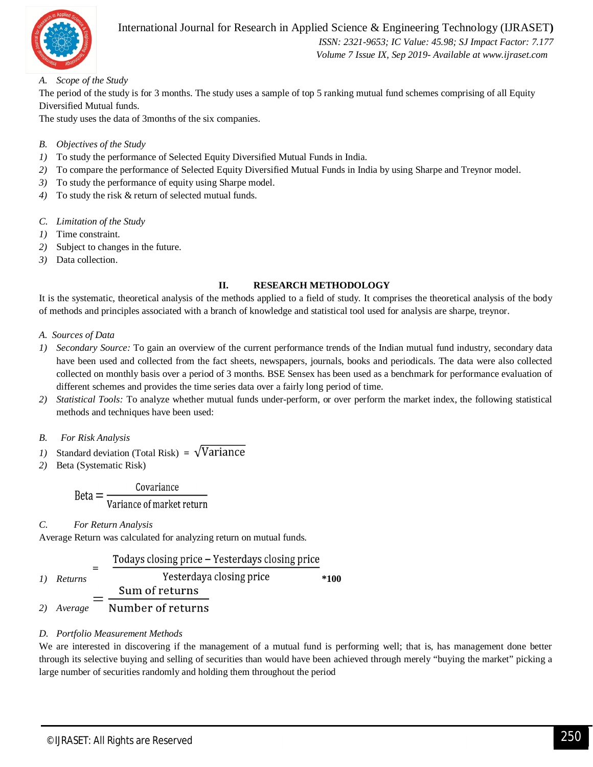### *A. Scope of the Study*

The period of the study is for 3 months. The study uses a sample of top 5 ranking mutual fund schemes comprising of all Equity Diversified Mutual funds.

The study uses the data of 3months of the six companies.

### *B. Objectives of the Study*

1) To study the performance of Selected Equity Diversified Mutual Funds in India.
2) To compare the performance of Selected Equity Diversified Mutual Funds in India by using Sharpe and Treynor model.
3) To study the performance of equity using Sharpe model.
4) To study the risk & return of selected mutual funds.

### *C. Limitation of the Study*

1) Time constraint.
2) Subject to changes in the future.
3) Data collection.

## II. RESEARCH METHODOLOGY

It is the systematic, theoretical analysis of the methods applied to a field of study. It comprises the theoretical analysis of the body of methods and principles associated with a branch of knowledge and statistical tool used for analysis are sharpe, treynor.

### *A. Sources of Data*

1) *Secondary Source:* To gain an overview of the current performance trends of the Indian mutual fund industry, secondary data have been used and collected from the fact sheets, newspapers, journals, books and periodicals. The data were also collected collected on monthly basis over a period of 3 months. BSE Sensex has been used as a benchmark for performance evaluation of different schemes and provides the time series data over a fairly long period of time.
2) *Statistical Tools:* To analyze whether mutual funds under-perform, or over perform the market index, the following statistical methods and techniques have been used:

### *B. For Risk Analysis*

1) Standard deviation (Total Risk) $= \sqrt{\text{Variance}}$
2) Beta (Systematic Risk)

$$\text{Beta} = \frac{\text{Covariance}}{\text{Variance of market return}}$$

### *C. For Return Analysis*

Average Return was calculated for analyzing return on mutual funds.

1) *Returns* $= \dfrac{\text{Todays closing price} - \text{Yesterdays closing price}}{\text{Yesterdaya closing price}}$ **\*100**
2) *Average* $= \dfrac{\text{Sum of returns}}{\text{Number of returns}}$

### *D. Portfolio Measurement Methods*

We are interested in discovering if the management of a mutual fund is performing well; that is, has management done better through its selective buying and selling of securities than would have been achieved through merely "buying the market" picking a large number of securities randomly and holding them throughout the period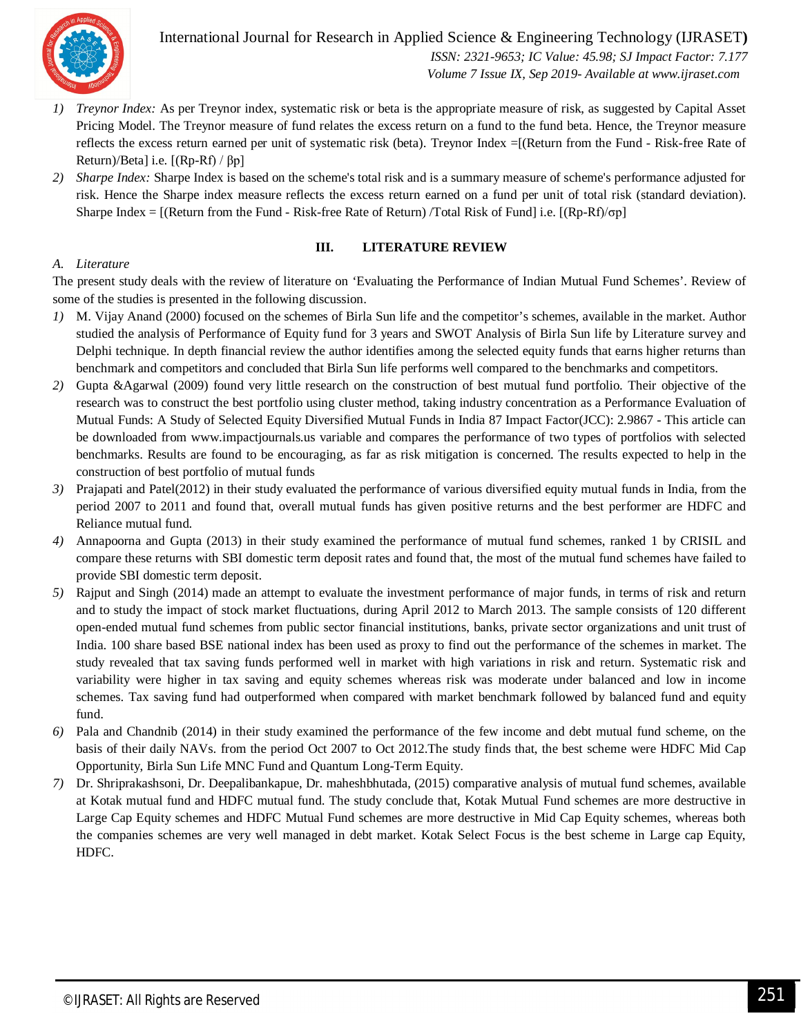1) *Treynor Index:* As per Treynor index, systematic risk or beta is the appropriate measure of risk, as suggested by Capital Asset Pricing Model. The Treynor measure of fund relates the excess return on a fund to the fund beta. Hence, the Treynor measure reflects the excess return earned per unit of systematic risk (beta). Treynor Index =[(Return from the Fund - Risk-free Rate of Return)/Beta] i.e. [(Rp-Rf) / $\beta$p]
2) *Sharpe Index:* Sharpe Index is based on the scheme's total risk and is a summary measure of scheme's performance adjusted for risk. Hence the Sharpe index measure reflects the excess return earned on a fund per unit of total risk (standard deviation). Sharpe Index = [(Return from the Fund - Risk-free Rate of Return) /Total Risk of Fund] i.e. [(Rp-Rf)/$\sigma$p]

## III. LITERATURE REVIEW

### A. *Literature*

The present study deals with the review of literature on 'Evaluating the Performance of Indian Mutual Fund Schemes'. Review of some of the studies is presented in the following discussion.

1) M. Vijay Anand (2000) focused on the schemes of Birla Sun life and the competitor's schemes, available in the market. Author studied the analysis of Performance of Equity fund for 3 years and SWOT Analysis of Birla Sun life by Literature survey and Delphi technique. In depth financial review the author identifies among the selected equity funds that earns higher returns than benchmark and competitors and concluded that Birla Sun life performs well compared to the benchmarks and competitors.
2) Gupta &Agarwal (2009) found very little research on the construction of best mutual fund portfolio. Their objective of the research was to construct the best portfolio using cluster method, taking industry concentration as a Performance Evaluation of Mutual Funds: A Study of Selected Equity Diversified Mutual Funds in India 87 Impact Factor(JCC): 2.9867 - This article can be downloaded from www.impactjournals.us variable and compares the performance of two types of portfolios with selected benchmarks. Results are found to be encouraging, as far as risk mitigation is concerned. The results expected to help in the construction of best portfolio of mutual funds
3) Prajapati and Patel(2012) in their study evaluated the performance of various diversified equity mutual funds in India, from the period 2007 to 2011 and found that, overall mutual funds has given positive returns and the best performer are HDFC and Reliance mutual fund.
4) Annapoorna and Gupta (2013) in their study examined the performance of mutual fund schemes, ranked 1 by CRISIL and compare these returns with SBI domestic term deposit rates and found that, the most of the mutual fund schemes have failed to provide SBI domestic term deposit.
5) Rajput and Singh (2014) made an attempt to evaluate the investment performance of major funds, in terms of risk and return and to study the impact of stock market fluctuations, during April 2012 to March 2013. The sample consists of 120 different open-ended mutual fund schemes from public sector financial institutions, banks, private sector organizations and unit trust of India. 100 share based BSE national index has been used as proxy to find out the performance of the schemes in market. The study revealed that tax saving funds performed well in market with high variations in risk and return. Systematic risk and variability were higher in tax saving and equity schemes whereas risk was moderate under balanced and low in income schemes. Tax saving fund had outperformed when compared with market benchmark followed by balanced fund and equity fund.
6) Pala and Chandnib (2014) in their study examined the performance of the few income and debt mutual fund scheme, on the basis of their daily NAVs. from the period Oct 2007 to Oct 2012.The study finds that, the best scheme were HDFC Mid Cap Opportunity, Birla Sun Life MNC Fund and Quantum Long-Term Equity.
7) Dr. Shriprakashsoni, Dr. Deepalibankapue, Dr. maheshbhutada, (2015) comparative analysis of mutual fund schemes, available at Kotak mutual fund and HDFC mutual fund. The study conclude that, Kotak Mutual Fund schemes are more destructive in Large Cap Equity schemes and HDFC Mutual Fund schemes are more destructive in Mid Cap Equity schemes, whereas both the companies schemes are very well managed in debt market. Kotak Select Focus is the best scheme in Large cap Equity, HDFC.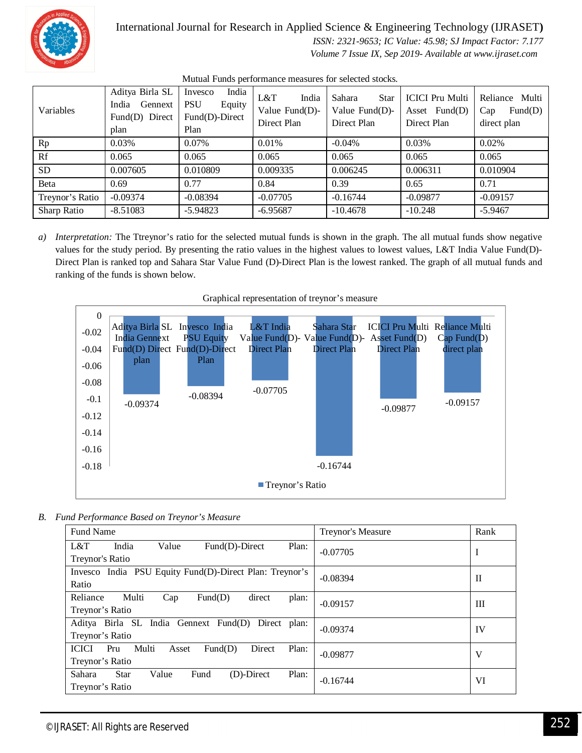Mutual Funds performance measures for selected stocks.

| Variables | Aditya Birla SL India Gennext Fund(D) Direct plan | Invesco India PSU Equity Fund(D)-Direct Plan | L&T India Value Fund(D)-Direct Plan | Sahara Star Value Fund(D)-Direct Plan | ICICI Pru Multi Asset Fund(D) Direct Plan | Reliance Multi Cap Fund(D) direct plan |
|---|---|---|---|---|---|---|
| Rp | 0.03% | 0.07% | 0.01% | -0.04% | 0.03% | 0.02% |
| Rf | 0.065 | 0.065 | 0.065 | 0.065 | 0.065 | 0.065 |
| SD | 0.007605 | 0.010809 | 0.009335 | 0.006245 | 0.006311 | 0.010904 |
| Beta | 0.69 | 0.77 | 0.84 | 0.39 | 0.65 | 0.71 |
| Treynor's Ratio | -0.09374 | -0.08394 | -0.07705 | -0.16744 | -0.09877 | -0.09157 |
| Sharp Ratio | -8.51083 | -5.94823 | -6.95687 | -10.4678 | -10.248 | -5.9467 |

a) *Interpretation:* The Ttreynor's ratio for the selected mutual funds is shown in the graph. The all mutual funds show negative values for the study period. By presenting the ratio values in the highest values to lowest values, L&T India Value Fund(D)-Direct Plan is ranked top and Sahara Star Value Fund (D)-Direct Plan is the lowest ranked. The graph of all mutual funds and ranking of the funds is shown below.

Graphical representation of treynor's measure

| Fund | Treynor's Ratio |
|---|---|
| Aditya Birla SL India Gennext Fund(D) Direct plan | -0.09374 |
| Invesco India PSU Equity Fund(D)-Direct Plan | -0.08394 |
| L&T India Value Fund(D)-Direct Plan | -0.07705 |
| Sahara Star Value Fund(D)-Direct Plan | -0.16744 |
| ICICI Pru Multi Asset Fund(D) Direct Plan | -0.09877 |
| Reliance Multi Cap Fund(D) direct plan | -0.09157 |

B. *Fund Performance Based on Treynor's Measure*

| Fund Name | Treynor's Measure | Rank |
|---|---|---|
| L&T India Value Fund(D)-Direct Plan: Treynor's Ratio | -0.07705 | I |
| Invesco India PSU Equity Fund(D)-Direct Plan: Treynor's Ratio | -0.08394 | II |
| Reliance Multi Cap Fund(D) direct plan: Treynor's Ratio | -0.09157 | III |
| Aditya Birla SL India Gennext Fund(D) Direct plan: Treynor's Ratio | -0.09374 | IV |
| ICICI Pru Multi Asset Fund(D) Direct Plan: Treynor's Ratio | -0.09877 | V |
| Sahara Star Value Fund (D)-Direct Plan: Treynor's Ratio | -0.16744 | VI |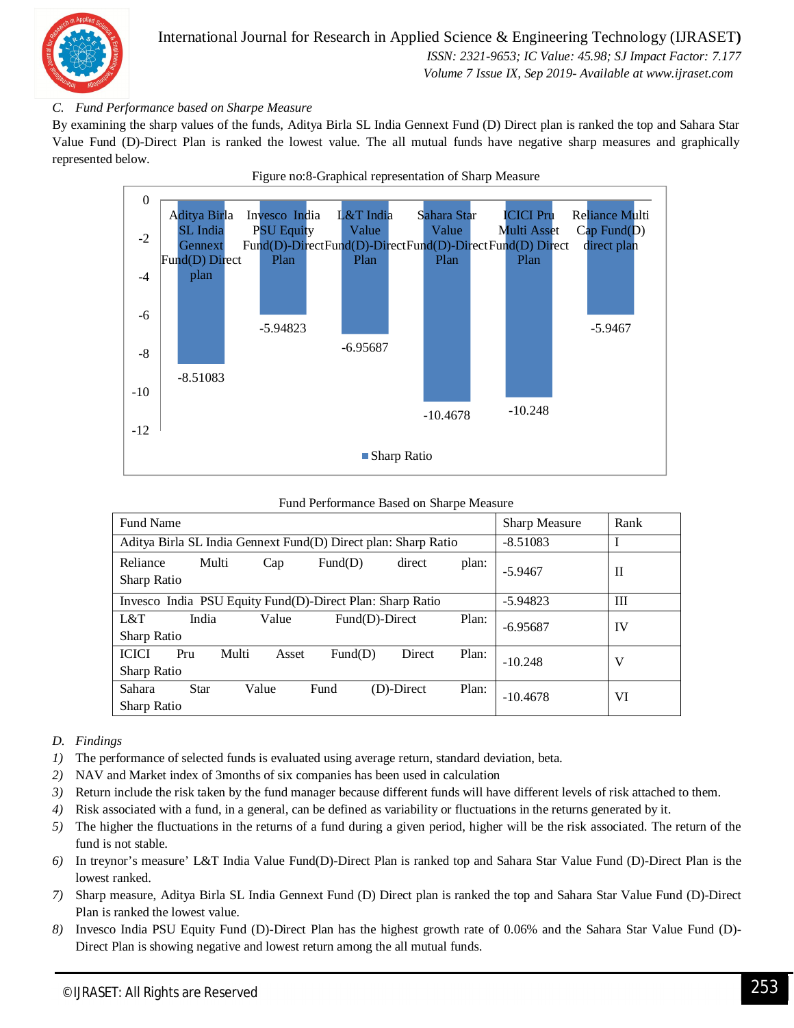### C. *Fund Performance based on Sharpe Measure*

By examining the sharp values of the funds, Aditya Birla SL India Gennext Fund (D) Direct plan is ranked the top and Sahara Star Value Fund (D)-Direct Plan is ranked the lowest value. The all mutual funds have negative sharp measures and graphically represented below.

Figure no:8-Graphical representation of Sharp Measure

Fund Performance Based on Sharpe Measure

| Fund Name | Sharp Measure | Rank |
|---|---|---|
| Aditya Birla SL India Gennext Fund(D) Direct plan: Sharp Ratio | -8.51083 | I |
| Reliance Multi Cap Fund(D) direct plan: Sharp Ratio | -5.9467 | II |
| Invesco India PSU Equity Fund(D)-Direct Plan: Sharp Ratio | -5.94823 | III |
| L&T India Value Fund(D)-Direct Plan: Sharp Ratio | -6.95687 | IV |
| ICICI Pru Multi Asset Fund(D) Direct Plan: Sharp Ratio | -10.248 | V |
| Sahara Star Value Fund (D)-Direct Plan: Sharp Ratio | -10.4678 | VI |

### D. *Findings*

1) The performance of selected funds is evaluated using average return, standard deviation, beta.
2) NAV and Market index of 3months of six companies has been used in calculation
3) Return include the risk taken by the fund manager because different funds will have different levels of risk attached to them.
4) Risk associated with a fund, in a general, can be defined as variability or fluctuations in the returns generated by it.
5) The higher the fluctuations in the returns of a fund during a given period, higher will be the risk associated. The return of the fund is not stable.
6) In treynor's measure' L&T India Value Fund(D)-Direct Plan is ranked top and Sahara Star Value Fund (D)-Direct Plan is the lowest ranked.
7) Sharp measure, Aditya Birla SL India Gennext Fund (D) Direct plan is ranked the top and Sahara Star Value Fund (D)-Direct Plan is ranked the lowest value.
8) Invesco India PSU Equity Fund (D)-Direct Plan has the highest growth rate of 0.06% and the Sahara Star Value Fund (D)-Direct Plan is showing negative and lowest return among the all mutual funds.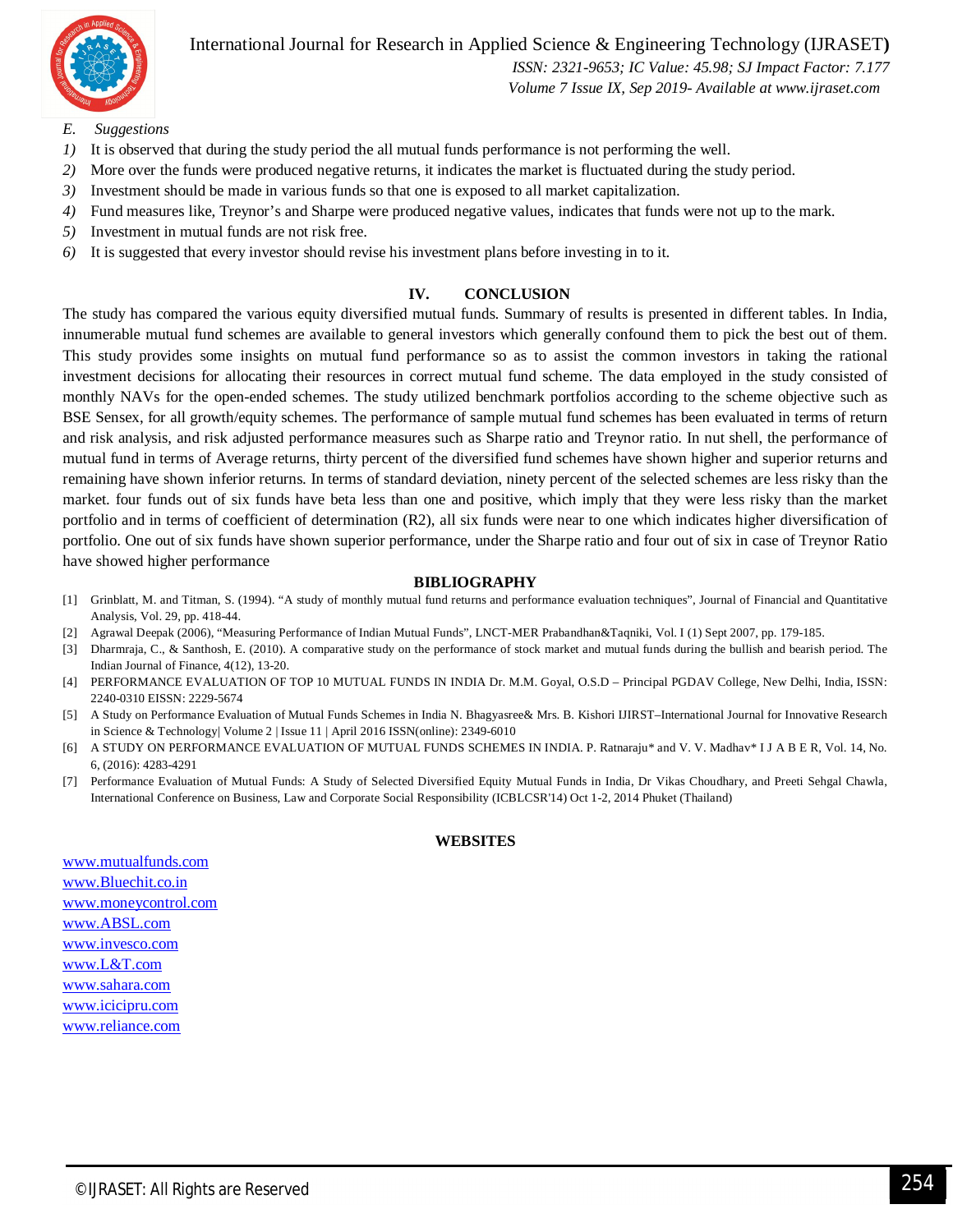### *E. Suggestions*

1) It is observed that during the study period the all mutual funds performance is not performing the well.
2) More over the funds were produced negative returns, it indicates the market is fluctuated during the study period.
3) Investment should be made in various funds so that one is exposed to all market capitalization.
4) Fund measures like, Treynor's and Sharpe were produced negative values, indicates that funds were not up to the mark.
5) Investment in mutual funds are not risk free.
6) It is suggested that every investor should revise his investment plans before investing in to it.

## IV. CONCLUSION

The study has compared the various equity diversified mutual funds. Summary of results is presented in different tables. In India, innumerable mutual fund schemes are available to general investors which generally confound them to pick the best out of them. This study provides some insights on mutual fund performance so as to assist the common investors in taking the rational investment decisions for allocating their resources in correct mutual fund scheme. The data employed in the study consisted of monthly NAVs for the open-ended schemes. The study utilized benchmark portfolios according to the scheme objective such as BSE Sensex, for all growth/equity schemes. The performance of sample mutual fund schemes has been evaluated in terms of return and risk analysis, and risk adjusted performance measures such as Sharpe ratio and Treynor ratio. In nut shell, the performance of mutual fund in terms of Average returns, thirty percent of the diversified fund schemes have shown higher and superior returns and remaining have shown inferior returns. In terms of standard deviation, ninety percent of the selected schemes are less risky than the market. four funds out of six funds have beta less than one and positive, which imply that they were less risky than the market portfolio and in terms of coefficient of determination (R2), all six funds were near to one which indicates higher diversification of portfolio. One out of six funds have shown superior performance, under the Sharpe ratio and four out of six in case of Treynor Ratio have showed higher performance

## BIBLIOGRAPHY

[1] Grinblatt, M. and Titman, S. (1994). "A study of monthly mutual fund returns and performance evaluation techniques", Journal of Financial and Quantitative Analysis, Vol. 29, pp. 418-44.

[2] Agrawal Deepak (2006), "Measuring Performance of Indian Mutual Funds", LNCT-MER Prabandhan&Taqniki, Vol. I (1) Sept 2007, pp. 179-185.

[3] Dharmraja, C., & Santhosh, E. (2010). A comparative study on the performance of stock market and mutual funds during the bullish and bearish period. The Indian Journal of Finance, 4(12), 13-20.

[4] PERFORMANCE EVALUATION OF TOP 10 MUTUAL FUNDS IN INDIA Dr. M.M. Goyal, O.S.D – Principal PGDAV College, New Delhi, India, ISSN: 2240-0310 EISSN: 2229-5674

[5] A Study on Performance Evaluation of Mutual Funds Schemes in India N. Bhagyasree& Mrs. B. Kishori IJIRST–International Journal for Innovative Research in Science & Technology| Volume 2 | Issue 11 | April 2016 ISSN(online): 2349-6010

[6] A STUDY ON PERFORMANCE EVALUATION OF MUTUAL FUNDS SCHEMES IN INDIA. P. Ratnaraju* and V. V. Madhav* I J A B E R, Vol. 14, No. 6, (2016): 4283-4291

[7] Performance Evaluation of Mutual Funds: A Study of Selected Diversified Equity Mutual Funds in India, Dr Vikas Choudhary, and Preeti Sehgal Chawla, International Conference on Business, Law and Corporate Social Responsibility (ICBLCSR'14) Oct 1-2, 2014 Phuket (Thailand)

## WEBSITES

www.mutualfunds.com
www.Bluechit.co.in
www.moneycontrol.com
www.ABSL.com
www.invesco.com
www.L&T.com
www.sahara.com
www.icicipru.com
www.reliance.com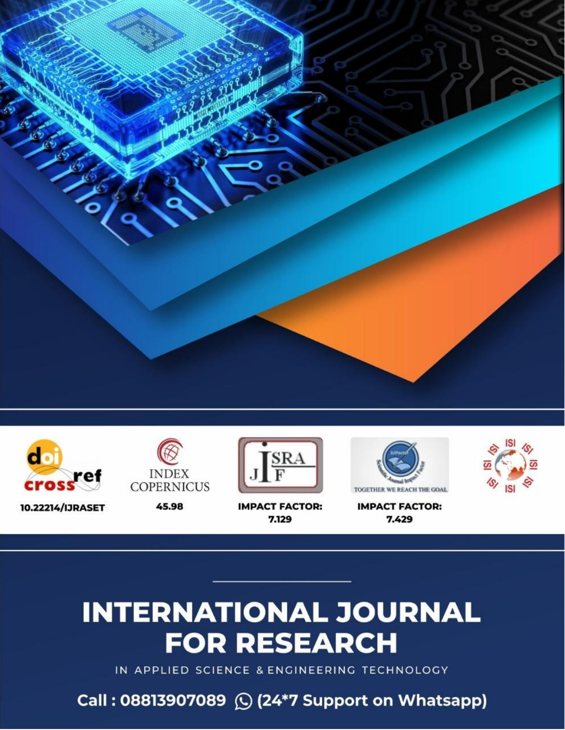10.22214/IJRASET

INDEX COPERNICUS

45.98

IMPACT FACTOR: 7.129

IMPACT FACTOR: 7.429

# INTERNATIONAL JOURNAL FOR RESEARCH

IN APPLIED SCIENCE & ENGINEERING TECHNOLOGY

Call : 08813907089 (24*7 Support on Whatsapp)